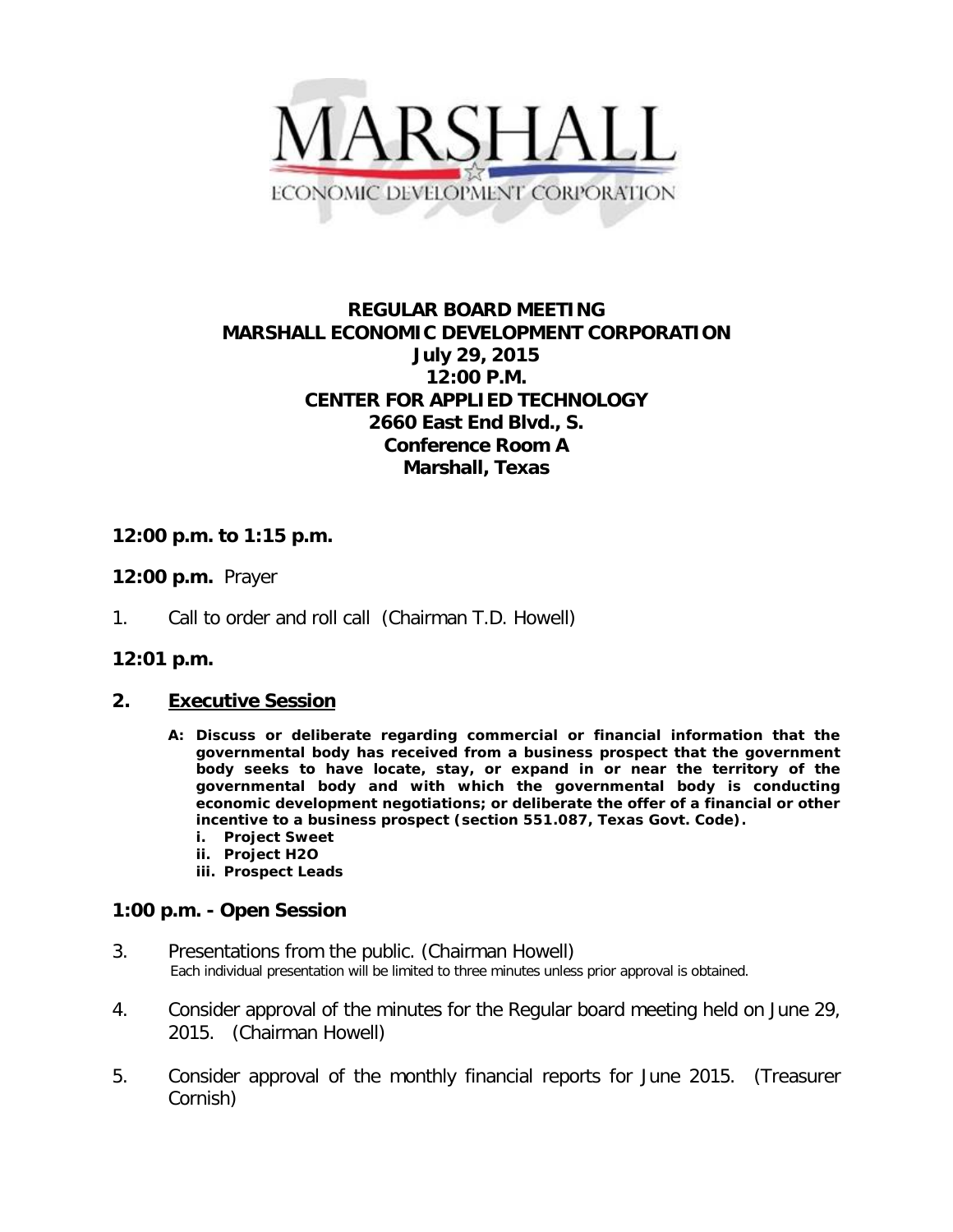MARSHALL
ECONOMIC DEVELOPMENT CORPORATION

# REGULAR BOARD MEETING
# MARSHALL ECONOMIC DEVELOPMENT CORPORATION
**July 29, 2015**
**12:00 P.M.**
**CENTER FOR APPLIED TECHNOLOGY**
**2660 East End Blvd., S.**
**Conference Room A**
**Marshall, Texas**

**12:00 p.m. to 1:15 p.m.**

**12:00 p.m.** Prayer

1. Call to order and roll call (Chairman T.D. Howell)

**12:01 p.m.**

2. **Executive Session**

   **A: Discuss or deliberate regarding commercial or financial information that the governmental body has received from a business prospect that the government body seeks to have locate, stay, or expand in or near the territory of the governmental body and with which the governmental body is conducting economic development negotiations; or deliberate the offer of a financial or other incentive to a business prospect (section 551.087, Texas Govt. Code).**
   
   **i. Project Sweet**
   **ii. Project H2O**
   **iii. Prospect Leads**

**1:00 p.m. - Open Session**

3. Presentations from the public. (Chairman Howell)
   Each individual presentation will be limited to three minutes unless prior approval is obtained.

4. Consider approval of the minutes for the Regular board meeting held on June 29, 2015. (Chairman Howell)

5. Consider approval of the monthly financial reports for June 2015. (Treasurer Cornish)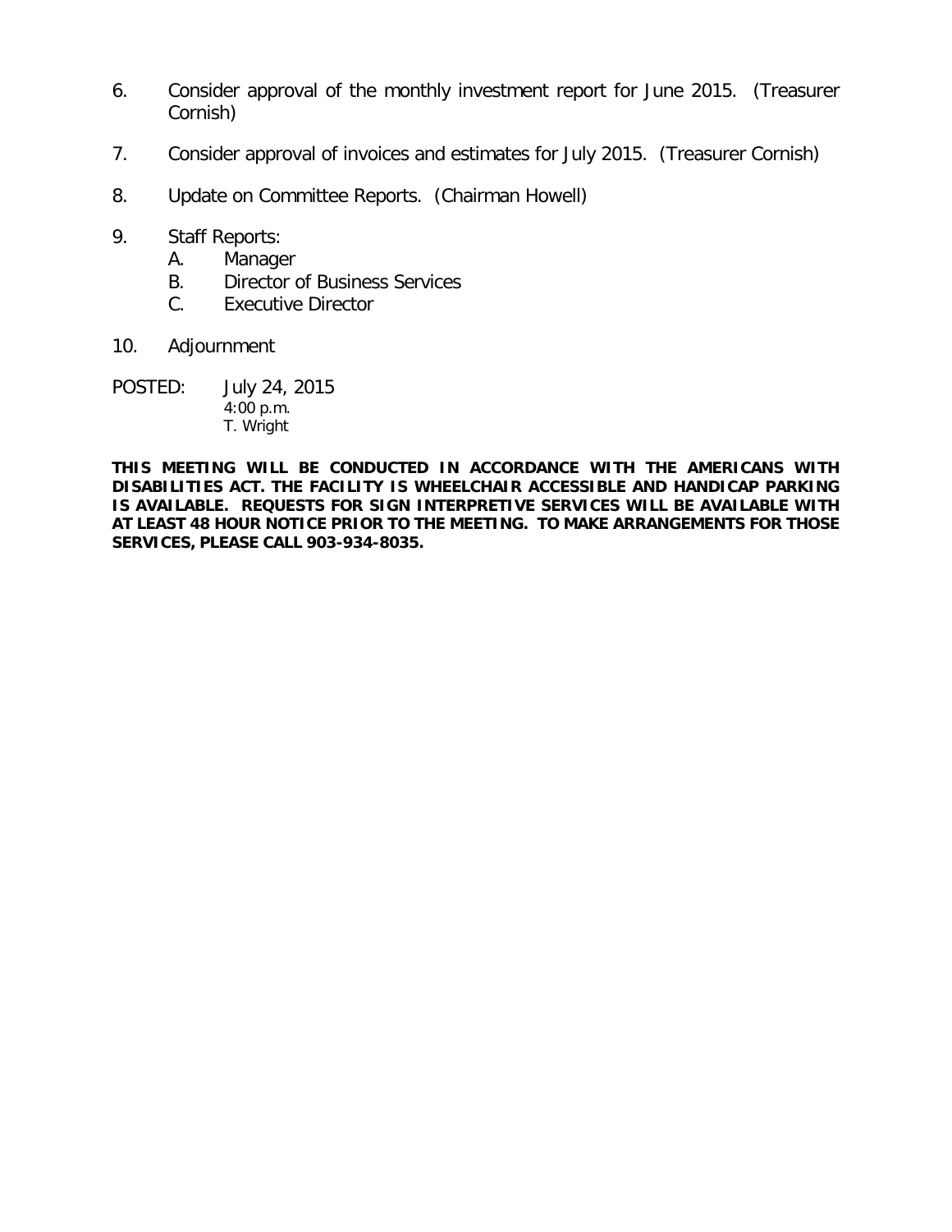6. Consider approval of the monthly investment report for June 2015. (Treasurer Cornish)

7. Consider approval of invoices and estimates for July 2015. (Treasurer Cornish)

8. Update on Committee Reports. (Chairman Howell)

9. Staff Reports:
   A. Manager
   B. Director of Business Services
   C. Executive Director

10. Adjournment

POSTED: July 24, 2015
4:00 p.m.
T. Wright

**THIS MEETING WILL BE CONDUCTED IN ACCORDANCE WITH THE AMERICANS WITH DISABILITIES ACT. THE FACILITY IS WHEELCHAIR ACCESSIBLE AND HANDICAP PARKING IS AVAILABLE. REQUESTS FOR SIGN INTERPRETIVE SERVICES WILL BE AVAILABLE WITH AT LEAST 48 HOUR NOTICE PRIOR TO THE MEETING. TO MAKE ARRANGEMENTS FOR THOSE SERVICES, PLEASE CALL 903-934-8035.**